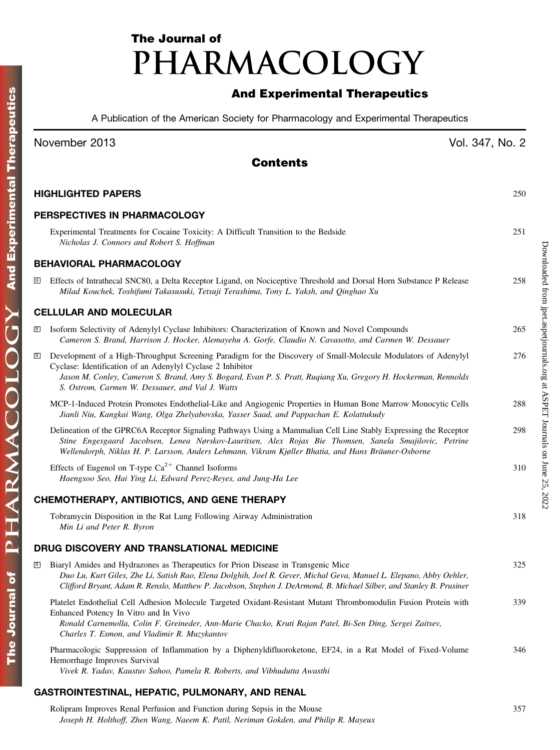# The Journal of PHARMACOLOGY And Experimental Therapeutics

A Publication of the American Society for Pharmacology and Experimental Therapeutics

November 2013 Vol. 347, No. 2

## Contents

### HIGHLIGHTED PAPERS 250

### PERSPECTIVES IN PHARMACOLOGY

Experimental Treatments for Cocaine Toxicity: A Difficult Transition to the Bedside 251
*Nicholas J. Connors and Robert S. Hoffman*

### BEHAVIORAL PHARMACOLOGY

S Effects of Intrathecal SNC80, a Delta Receptor Ligand, on Nociceptive Threshold and Dorsal Horn Substance P Release 258
*Milad Kouchek, Toshifumi Takasusuki, Tetsuji Terashima, Tony L. Yaksh, and Qinghao Xu*

### CELLULAR AND MOLECULAR

S Isoform Selectivity of Adenylyl Cyclase Inhibitors: Characterization of Known and Novel Compounds 265
*Cameron S. Brand, Harrison J. Hocker, Alemayehu A. Gorfe, Claudio N. Cavasotto, and Carmen W. Dessauer*

S Development of a High-Throughput Screening Paradigm for the Discovery of Small-Molecule Modulators of Adenylyl Cyclase: Identification of an Adenylyl Cyclase 2 Inhibitor 276
*Jason M. Conley, Cameron S. Brand, Amy S. Bogard, Evan P. S. Pratt, Ruqiang Xu, Gregory H. Hockerman, Rennolds S. Ostrom, Carmen W. Dessauer, and Val J. Watts*

MCP-1-Induced Protein Promotes Endothelial-Like and Angiogenic Properties in Human Bone Marrow Monocytic Cells 288
*Jianli Niu, Kangkai Wang, Olga Zhelyabovska, Yasser Saad, and Pappachan E. Kolattukudy*

Delineation of the GPRC6A Receptor Signaling Pathways Using a Mammalian Cell Line Stably Expressing the Receptor 298
*Stine Engesgaard Jacobsen, Lenea Nørskov-Lauritsen, Alex Rojas Bie Thomsen, Sanela Smajilovic, Petrine Wellendorph, Niklas H. P. Larsson, Anders Lehmann, Vikram Kjøller Bhatia, and Hans Bräuner-Osborne*

Effects of Eugenol on T-type $Ca^{2+}$ Channel Isoforms 310
*Haengsoo Seo, Hai Ying Li, Edward Perez-Reyes, and Jung-Ha Lee*

### CHEMOTHERAPY, ANTIBIOTICS, AND GENE THERAPY

Tobramycin Disposition in the Rat Lung Following Airway Administration 318
*Min Li and Peter R. Byron*

### DRUG DISCOVERY AND TRANSLATIONAL MEDICINE

S Biaryl Amides and Hydrazones as Therapeutics for Prion Disease in Transgenic Mice 325
*Duo Lu, Kurt Giles, Zhe Li, Satish Rao, Elena Dolghih, Joel R. Gever, Michal Geva, Manuel L. Elepano, Abby Oehler, Clifford Bryant, Adam R. Renslo, Matthew P. Jacobson, Stephen J. DeArmond, B. Michael Silber, and Stanley B. Prusiner*

Platelet Endothelial Cell Adhesion Molecule Targeted Oxidant-Resistant Mutant Thrombomodulin Fusion Protein with Enhanced Potency In Vitro and In Vivo 339
*Ronald Carnemolla, Colin F. Greineder, Ann-Marie Chacko, Kruti Rajan Patel, Bi-Sen Ding, Sergei Zaitsev, Charles T. Esmon, and Vladimir R. Muzykantov*

Pharmacologic Suppression of Inflammation by a Diphenyldifluoroketone, EF24, in a Rat Model of Fixed-Volume Hemorrhage Improves Survival 346
*Vivek R. Yadav, Kaustuv Sahoo, Pamela R. Roberts, and Vibhudutta Awasthi*

### GASTROINTESTINAL, HEPATIC, PULMONARY, AND RENAL

Rolipram Improves Renal Perfusion and Function during Sepsis in the Mouse 357
*Joseph H. Holthoff, Zhen Wang, Naeem K. Patil, Neriman Gokden, and Philip R. Mayeux*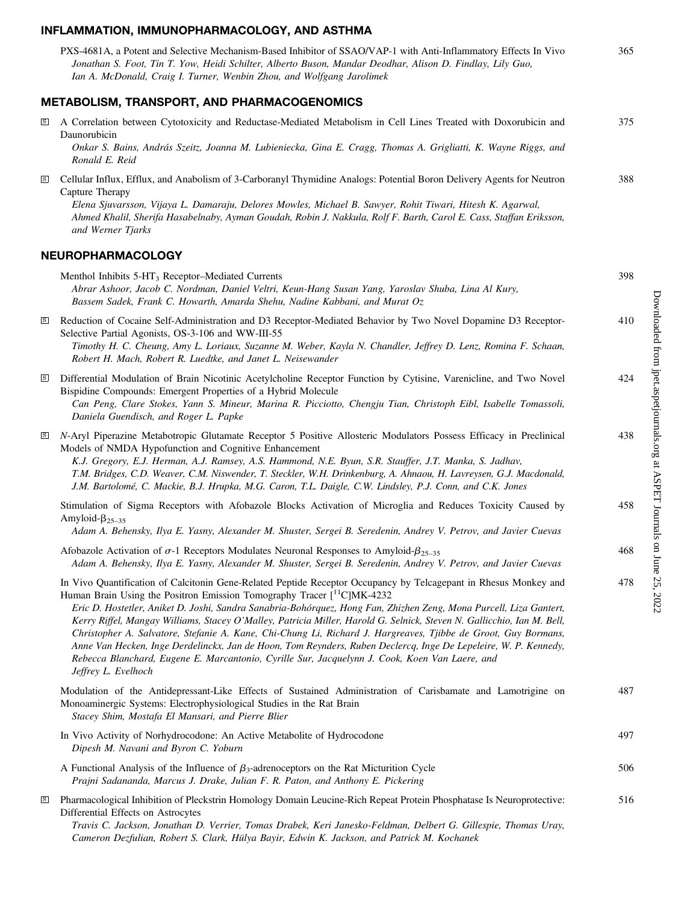## INFLAMMATION, IMMUNOPHARMACOLOGY, AND ASTHMA

PXS-4681A, a Potent and Selective Mechanism-Based Inhibitor of SSAO/VAP-1 with Anti-Inflammatory Effects In Vivo — 365
*Jonathan S. Foot, Tin T. Yow, Heidi Schilter, Alberto Buson, Mandar Deodhar, Alison D. Findlay, Lily Guo, Ian A. McDonald, Craig I. Turner, Wenbin Zhou, and Wolfgang Jarolimek*

## METABOLISM, TRANSPORT, AND PHARMACOGENOMICS

S A Correlation between Cytotoxicity and Reductase-Mediated Metabolism in Cell Lines Treated with Doxorubicin and Daunorubicin — 375
*Onkar S. Bains, András Szeitz, Joanna M. Lubieniecka, Gina E. Cragg, Thomas A. Grigliatti, K. Wayne Riggs, and Ronald E. Reid*

S Cellular Influx, Efflux, and Anabolism of 3-Carboranyl Thymidine Analogs: Potential Boron Delivery Agents for Neutron Capture Therapy — 388
*Elena Sjuvarsson, Vijaya L. Damaraju, Delores Mowles, Michael B. Sawyer, Rohit Tiwari, Hitesh K. Agarwal, Ahmed Khalil, Sherifa Hasabelnaby, Ayman Goudah, Robin J. Nakkula, Rolf F. Barth, Carol E. Cass, Staffan Eriksson, and Werner Tjarks*

## NEUROPHARMACOLOGY

Menthol Inhibits 5-$HT_3$ Receptor–Mediated Currents — 398
*Abrar Ashoor, Jacob C. Nordman, Daniel Veltri, Keun-Hang Susan Yang, Yaroslav Shuba, Lina Al Kury, Bassem Sadek, Frank C. Howarth, Amarda Shehu, Nadine Kabbani, and Murat Oz*

S Reduction of Cocaine Self-Administration and D3 Receptor-Mediated Behavior by Two Novel Dopamine D3 Receptor-Selective Partial Agonists, OS-3-106 and WW-III-55 — 410
*Timothy H. C. Cheung, Amy L. Loriaux, Suzanne M. Weber, Kayla N. Chandler, Jeffrey D. Lenz, Romina F. Schaan, Robert H. Mach, Robert R. Luedtke, and Janet L. Neisewander*

S Differential Modulation of Brain Nicotinic Acetylcholine Receptor Function by Cytisine, Varenicline, and Two Novel Bispidine Compounds: Emergent Properties of a Hybrid Molecule — 424
*Can Peng, Clare Stokes, Yann S. Mineur, Marina R. Picciotto, Chengju Tian, Christoph Eibl, Isabelle Tomassoli, Daniela Guendisch, and Roger L. Papke*

S *N*-Aryl Piperazine Metabotropic Glutamate Receptor 5 Positive Allosteric Modulators Possess Efficacy in Preclinical Models of NMDA Hypofunction and Cognitive Enhancement — 438
*K.J. Gregory, E.J. Herman, A.J. Ramsey, A.S. Hammond, N.E. Byun, S.R. Stauffer, J.T. Manka, S. Jadhav, T.M. Bridges, C.D. Weaver, C.M. Niswender, T. Steckler, W.H. Drinkenburg, A. Ahnaou, H. Lavreysen, G.J. Macdonald, J.M. Bartolomé, C. Mackie, B.J. Hrupka, M.G. Caron, T.L. Daigle, C.W. Lindsley, P.J. Conn, and C.K. Jones*

Stimulation of Sigma Receptors with Afobazole Blocks Activation of Microglia and Reduces Toxicity Caused by Amyloid-$\beta_{25-35}$ — 458
*Adam A. Behensky, Ilya E. Yasny, Alexander M. Shuster, Sergei B. Seredenin, Andrey V. Petrov, and Javier Cuevas*

Afobazole Activation of $\sigma$-1 Receptors Modulates Neuronal Responses to Amyloid-$\beta_{25-35}$ — 468
*Adam A. Behensky, Ilya E. Yasny, Alexander M. Shuster, Sergei B. Seredenin, Andrey V. Petrov, and Javier Cuevas*

In Vivo Quantification of Calcitonin Gene-Related Peptide Receptor Occupancy by Telcagepant in Rhesus Monkey and Human Brain Using the Positron Emission Tomography Tracer [$^{11}$C]MK-4232 — 478
*Eric D. Hostetler, Aniket D. Joshi, Sandra Sanabria-Bohórquez, Hong Fan, Zhizhen Zeng, Mona Purcell, Liza Gantert, Kerry Riffel, Mangay Williams, Stacey O'Malley, Patricia Miller, Harold G. Selnick, Steven N. Gallicchio, Ian M. Bell, Christopher A. Salvatore, Stefanie A. Kane, Chi-Chung Li, Richard J. Hargreaves, Tjibbe de Groot, Guy Bormans, Anne Van Hecken, Inge Derdelinckx, Jan de Hoon, Tom Reynders, Ruben Declercq, Inge De Lepeleire, W. P. Kennedy, Rebecca Blanchard, Eugene E. Marcantonio, Cyrille Sur, Jacquelynn J. Cook, Koen Van Laere, and Jeffrey L. Evelhoch*

Modulation of the Antidepressant-Like Effects of Sustained Administration of Carisbamate and Lamotrigine on Monoaminergic Systems: Electrophysiological Studies in the Rat Brain — 487
*Stacey Shim, Mostafa El Mansari, and Pierre Blier*

In Vivo Activity of Norhydrocodone: An Active Metabolite of Hydrocodone — 497
*Dipesh M. Navani and Byron C. Yoburn*

A Functional Analysis of the Influence of $\beta_3$-adrenoceptors on the Rat Micturition Cycle — 506
*Prajni Sadananda, Marcus J. Drake, Julian F. R. Paton, and Anthony E. Pickering*

S Pharmacological Inhibition of Pleckstrin Homology Domain Leucine-Rich Repeat Protein Phosphatase Is Neuroprotective: Differential Effects on Astrocytes — 516
*Travis C. Jackson, Jonathan D. Verrier, Tomas Drabek, Keri Janesko-Feldman, Delbert G. Gillespie, Thomas Uray, Cameron Dezfulian, Robert S. Clark, Hülya Bayir, Edwin K. Jackson, and Patrick M. Kochanek*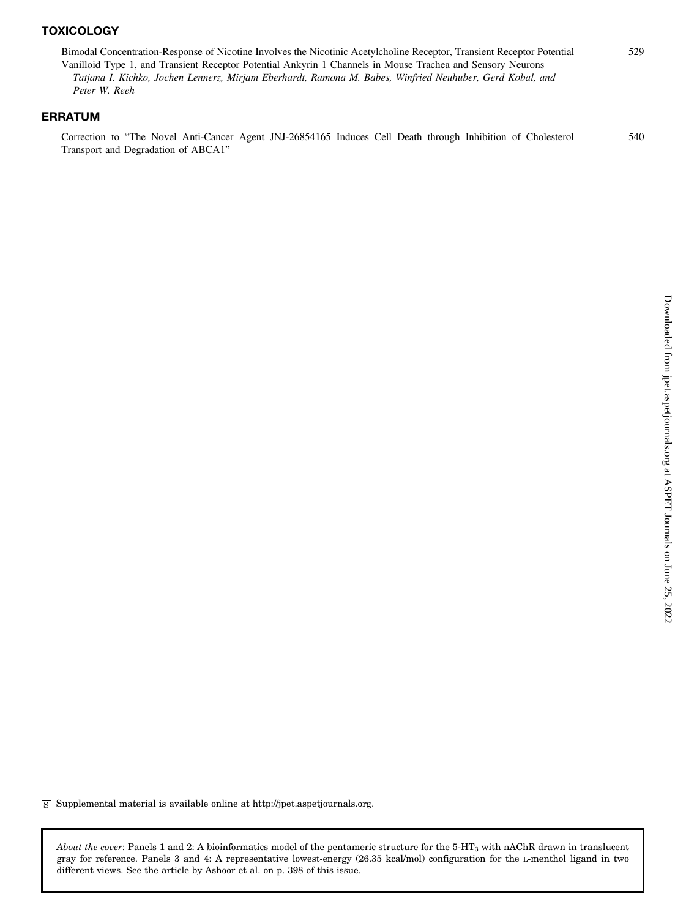## TOXICOLOGY

Bimodal Concentration-Response of Nicotine Involves the Nicotinic Acetylcholine Receptor, Transient Receptor Potential Vanilloid Type 1, and Transient Receptor Potential Ankyrin 1 Channels in Mouse Trachea and Sensory Neurons 529
*Tatjana I. Kichko, Jochen Lennerz, Mirjam Eberhardt, Ramona M. Babes, Winfried Neuhuber, Gerd Kobal, and Peter W. Reeh*

## ERRATUM

Correction to "The Novel Anti-Cancer Agent JNJ-26854165 Induces Cell Death through Inhibition of Cholesterol Transport and Degradation of ABCA1" 540

S Supplemental material is available online at http://jpet.aspetjournals.org.

*About the cover*: Panels 1 and 2: A bioinformatics model of the pentameric structure for the 5-$HT_3$ with nAChR drawn in translucent gray for reference. Panels 3 and 4: A representative lowest-energy (26.35 kcal/mol) configuration for the L-menthol ligand in two different views. See the article by Ashoor et al. on p. 398 of this issue.